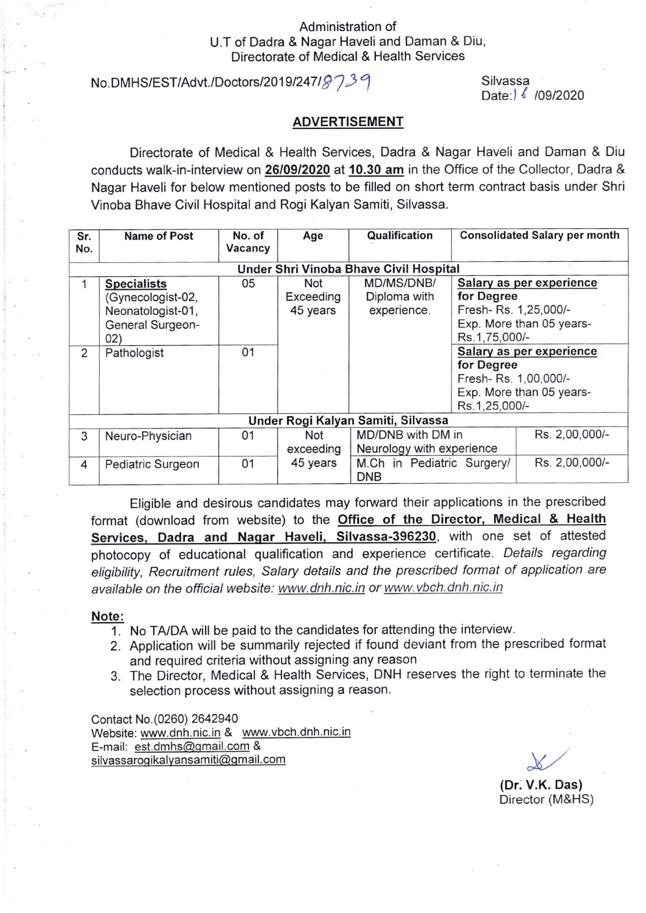Administration of
U.T of Dadra & Nagar Haveli and Daman & Diu,
Directorate of Medical & Health Services

No.DMHS/EST/Advt./Doctors/2019/247/8739

Silvassa
Date: 16 /09/2020

## ADVERTISEMENT

Directorate of Medical & Health Services, Dadra & Nagar Haveli and Daman & Diu conducts walk-in-interview on **26/09/2020** at **10.30 am** in the Office of the Collector, Dadra & Nagar Haveli for below mentioned posts to be filled on short term contract basis under Shri Vinoba Bhave Civil Hospital and Rogi Kalyan Samiti, Silvassa.

| Sr. No. | Name of Post | No. of Vacancy | Age | Qualification | Consolidated Salary per month |
|---|---|---|---|---|---|
| **Under Shri Vinoba Bhave Civil Hospital** | | | | | |
| 1 | **Specialists** (Gynecologist-02, Neonatologist-01, General Surgeon-02) | 05 | Not Exceeding 45 years | MD/MS/DNB/ Diploma with experience. | **Salary as per experience for Degree** Fresh- Rs. 1,25,000/- Exp. More than 05 years- Rs.1,75,000/- |
| 2 | Pathologist | 01 | | | **Salary as per experience for Degree** Fresh- Rs. 1,00,000/- Exp. More than 05 years- Rs.1,25,000/- |
| **Under Rogi Kalyan Samiti, Silvassa** | | | | | |
| 3 | Neuro-Physician | 01 | Not exceeding 45 years | MD/DNB with DM in Neurology with experience | Rs. 2,00,000/- |
| 4 | Pediatric Surgeon | 01 | | M.Ch in Pediatric Surgery/ DNB | Rs. 2,00,000/- |

Eligible and desirous candidates may forward their applications in the prescribed format (download from website) to the **Office of the Director, Medical & Health Services, Dadra and Nagar Haveli, Silvassa-396230**, with one set of attested photocopy of educational qualification and experience certificate. *Details regarding eligibility, Recruitment rules, Salary details and the prescribed format of application are available on the official website: www.dnh.nic.in or www.vbch.dnh.nic.in*

**Note:**

1. No TA/DA will be paid to the candidates for attending the interview.
2. Application will be summarily rejected if found deviant from the prescribed format and required criteria without assigning any reason
3. The Director, Medical & Health Services, DNH reserves the right to terminate the selection process without assigning a reason.

Contact No.(0260) 2642940
Website: www.dnh.nic.in & www.vbch.dnh.nic.in
E-mail: est.dmhs@gmail.com & silvassarogikalyansamiti@gmail.com

**(Dr. V.K. Das)**
Director (M&HS)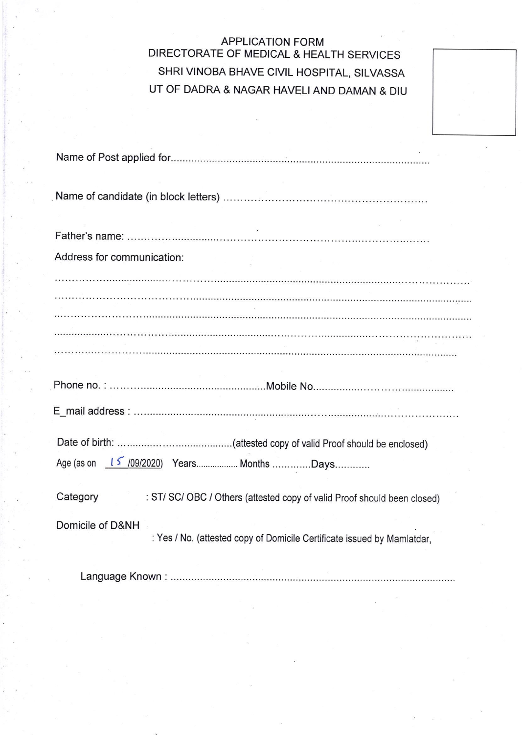# APPLICATION FORM

## DIRECTORATE OF MEDICAL & HEALTH SERVICES

## SHRI VINOBA BHAVE CIVIL HOSPITAL, SILVASSA

## UT OF DADRA & NAGAR HAVELI AND DAMAN & DIU

Name of Post applied for.......................................................................................

Name of candidate (in block letters) .......................................................

Father's name: .......................................................................................

Address for communication:

.............................................................................................................................

.............................................................................................................................

.............................................................................................................................

.............................................................................................................................

.............................................................................................................................

Phone no. : ....................................................Mobile No...........................................

E_mail address : .....................................................................................................

Date of birth: .......................................(attested copy of valid Proof should be enclosed)

Age (as on 15/09/2020) Years.................. Months ..............Days............

Category : ST/ SC/ OBC / Others (attested copy of valid Proof should been closed)

Domicile of D&NH : Yes / No. (attested copy of Domicile Certificate issued by Mamlatdar,

Language Known : ..........................................................................................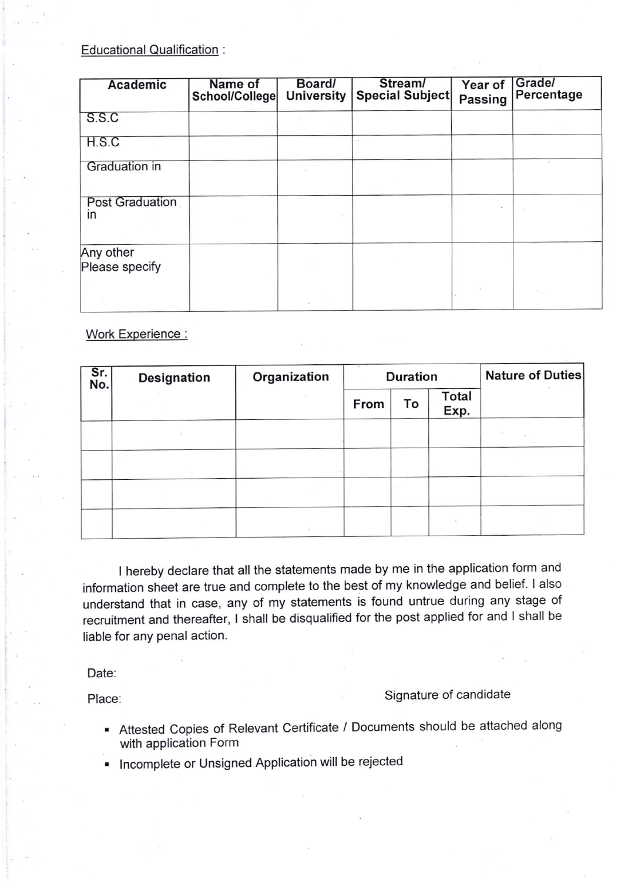Educational Qualification :

| Academic | Name of School/College | Board/ University | Stream/ Special Subject | Year of Passing | Grade/ Percentage |
|---|---|---|---|---|---|
| S.S.C | | | | | |
| H.S.C | | | | | |
| Graduation in | | | | | |
| Post Graduation in | | | | | |
| Any other Please specify | | | | | |

Work Experience :

| Sr. No. | Designation | Organization | Duration | | | Nature of Duties |
|---|---|---|---|---|---|---|
| | | | From | To | Total Exp. | |
| | | | | | | |
| | | | | | | |
| | | | | | | |
| | | | | | | |

I hereby declare that all the statements made by me in the application form and information sheet are true and complete to the best of my knowledge and belief. I also understand that in case, any of my statements is found untrue during any stage of recruitment and thereafter, I shall be disqualified for the post applied for and I shall be liable for any penal action.

Date:

Place: Signature of candidate

- Attested Copies of Relevant Certificate / Documents should be attached along with application Form
- Incomplete or Unsigned Application will be rejected